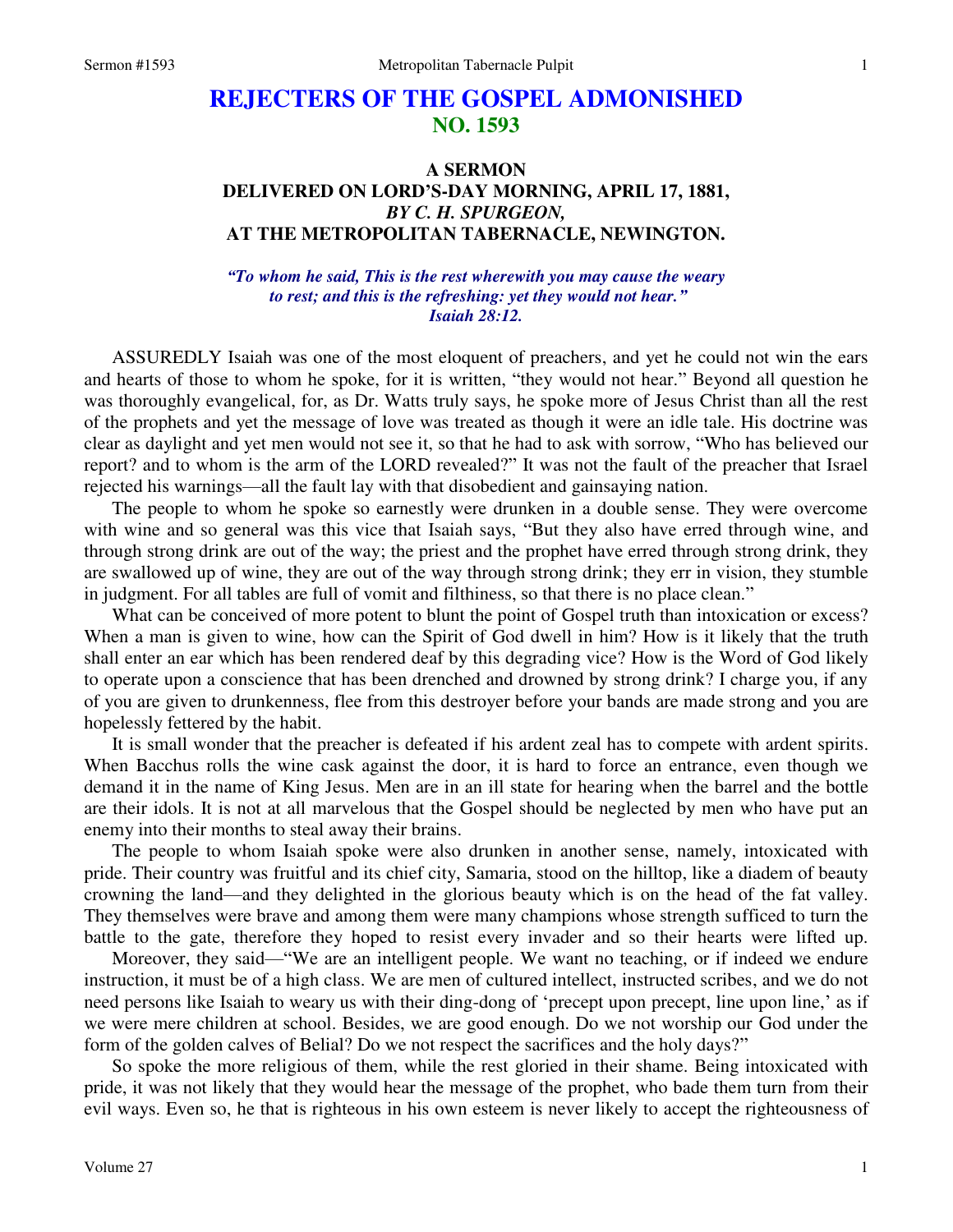# REJECTERS OF THE GOSPEL ADMONISHED
## NO. 1593

### A SERMON
### DELIVERED ON LORD'S-DAY MORNING, APRIL 17, 1881,
### *BY C. H. SPURGEON,*
### AT THE METROPOLITAN TABERNACLE, NEWINGTON.

***"To whom he said, This is the rest wherewith you may cause the weary to rest; and this is the refreshing: yet they would not hear." Isaiah 28:12.***

ASSUREDLY Isaiah was one of the most eloquent of preachers, and yet he could not win the ears and hearts of those to whom he spoke, for it is written, "they would not hear." Beyond all question he was thoroughly evangelical, for, as Dr. Watts truly says, he spoke more of Jesus Christ than all the rest of the prophets and yet the message of love was treated as though it were an idle tale. His doctrine was clear as daylight and yet men would not see it, so that he had to ask with sorrow, "Who has believed our report? and to whom is the arm of the LORD revealed?" It was not the fault of the preacher that Israel rejected his warnings—all the fault lay with that disobedient and gainsaying nation.

The people to whom he spoke so earnestly were drunken in a double sense. They were overcome with wine and so general was this vice that Isaiah says, "But they also have erred through wine, and through strong drink are out of the way; the priest and the prophet have erred through strong drink, they are swallowed up of wine, they are out of the way through strong drink; they err in vision, they stumble in judgment. For all tables are full of vomit and filthiness, so that there is no place clean."

What can be conceived of more potent to blunt the point of Gospel truth than intoxication or excess? When a man is given to wine, how can the Spirit of God dwell in him? How is it likely that the truth shall enter an ear which has been rendered deaf by this degrading vice? How is the Word of God likely to operate upon a conscience that has been drenched and drowned by strong drink? I charge you, if any of you are given to drunkenness, flee from this destroyer before your bands are made strong and you are hopelessly fettered by the habit.

It is small wonder that the preacher is defeated if his ardent zeal has to compete with ardent spirits. When Bacchus rolls the wine cask against the door, it is hard to force an entrance, even though we demand it in the name of King Jesus. Men are in an ill state for hearing when the barrel and the bottle are their idols. It is not at all marvelous that the Gospel should be neglected by men who have put an enemy into their months to steal away their brains.

The people to whom Isaiah spoke were also drunken in another sense, namely, intoxicated with pride. Their country was fruitful and its chief city, Samaria, stood on the hilltop, like a diadem of beauty crowning the land—and they delighted in the glorious beauty which is on the head of the fat valley. They themselves were brave and among them were many champions whose strength sufficed to turn the battle to the gate, therefore they hoped to resist every invader and so their hearts were lifted up.

Moreover, they said—"We are an intelligent people. We want no teaching, or if indeed we endure instruction, it must be of a high class. We are men of cultured intellect, instructed scribes, and we do not need persons like Isaiah to weary us with their ding-dong of 'precept upon precept, line upon line,' as if we were mere children at school. Besides, we are good enough. Do we not worship our God under the form of the golden calves of Belial? Do we not respect the sacrifices and the holy days?"

So spoke the more religious of them, while the rest gloried in their shame. Being intoxicated with pride, it was not likely that they would hear the message of the prophet, who bade them turn from their evil ways. Even so, he that is righteous in his own esteem is never likely to accept the righteousness of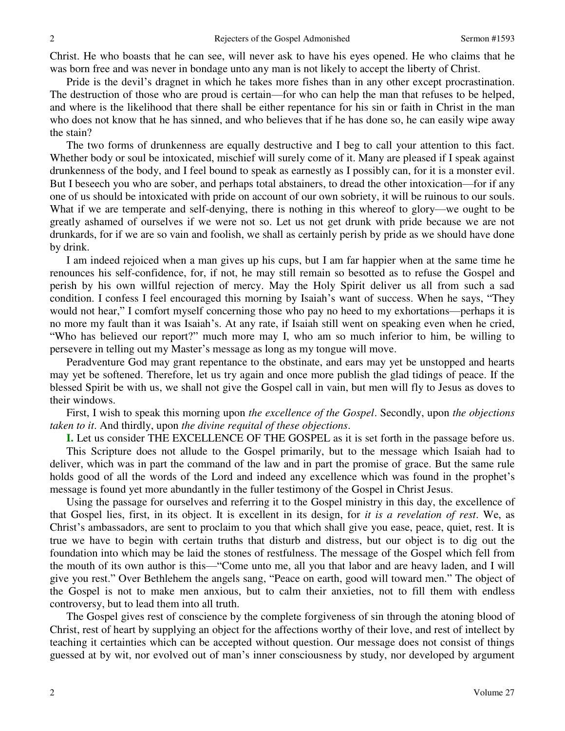Christ. He who boasts that he can see, will never ask to have his eyes opened. He who claims that he was born free and was never in bondage unto any man is not likely to accept the liberty of Christ.

Pride is the devil's dragnet in which he takes more fishes than in any other except procrastination. The destruction of those who are proud is certain—for who can help the man that refuses to be helped, and where is the likelihood that there shall be either repentance for his sin or faith in Christ in the man who does not know that he has sinned, and who believes that if he has done so, he can easily wipe away the stain?

The two forms of drunkenness are equally destructive and I beg to call your attention to this fact. Whether body or soul be intoxicated, mischief will surely come of it. Many are pleased if I speak against drunkenness of the body, and I feel bound to speak as earnestly as I possibly can, for it is a monster evil. But I beseech you who are sober, and perhaps total abstainers, to dread the other intoxication—for if any one of us should be intoxicated with pride on account of our own sobriety, it will be ruinous to our souls. What if we are temperate and self-denying, there is nothing in this whereof to glory—we ought to be greatly ashamed of ourselves if we were not so. Let us not get drunk with pride because we are not drunkards, for if we are so vain and foolish, we shall as certainly perish by pride as we should have done by drink.

I am indeed rejoiced when a man gives up his cups, but I am far happier when at the same time he renounces his self-confidence, for, if not, he may still remain so besotted as to refuse the Gospel and perish by his own willful rejection of mercy. May the Holy Spirit deliver us all from such a sad condition. I confess I feel encouraged this morning by Isaiah's want of success. When he says, "They would not hear," I comfort myself concerning those who pay no heed to my exhortations—perhaps it is no more my fault than it was Isaiah's. At any rate, if Isaiah still went on speaking even when he cried, "Who has believed our report?" much more may I, who am so much inferior to him, be willing to persevere in telling out my Master's message as long as my tongue will move.

Peradventure God may grant repentance to the obstinate, and ears may yet be unstopped and hearts may yet be softened. Therefore, let us try again and once more publish the glad tidings of peace. If the blessed Spirit be with us, we shall not give the Gospel call in vain, but men will fly to Jesus as doves to their windows.

First, I wish to speak this morning upon *the excellence of the Gospel*. Secondly, upon *the objections taken to it*. And thirdly, upon *the divine requital of these objections*.

**I.** Let us consider THE EXCELLENCE OF THE GOSPEL as it is set forth in the passage before us.

This Scripture does not allude to the Gospel primarily, but to the message which Isaiah had to deliver, which was in part the command of the law and in part the promise of grace. But the same rule holds good of all the words of the Lord and indeed any excellence which was found in the prophet's message is found yet more abundantly in the fuller testimony of the Gospel in Christ Jesus.

Using the passage for ourselves and referring it to the Gospel ministry in this day, the excellence of that Gospel lies, first, in its object. It is excellent in its design, for *it is a revelation of rest*. We, as Christ's ambassadors, are sent to proclaim to you that which shall give you ease, peace, quiet, rest. It is true we have to begin with certain truths that disturb and distress, but our object is to dig out the foundation into which may be laid the stones of restfulness. The message of the Gospel which fell from the mouth of its own author is this—"Come unto me, all you that labor and are heavy laden, and I will give you rest." Over Bethlehem the angels sang, "Peace on earth, good will toward men." The object of the Gospel is not to make men anxious, but to calm their anxieties, not to fill them with endless controversy, but to lead them into all truth.

The Gospel gives rest of conscience by the complete forgiveness of sin through the atoning blood of Christ, rest of heart by supplying an object for the affections worthy of their love, and rest of intellect by teaching it certainties which can be accepted without question. Our message does not consist of things guessed at by wit, nor evolved out of man's inner consciousness by study, nor developed by argument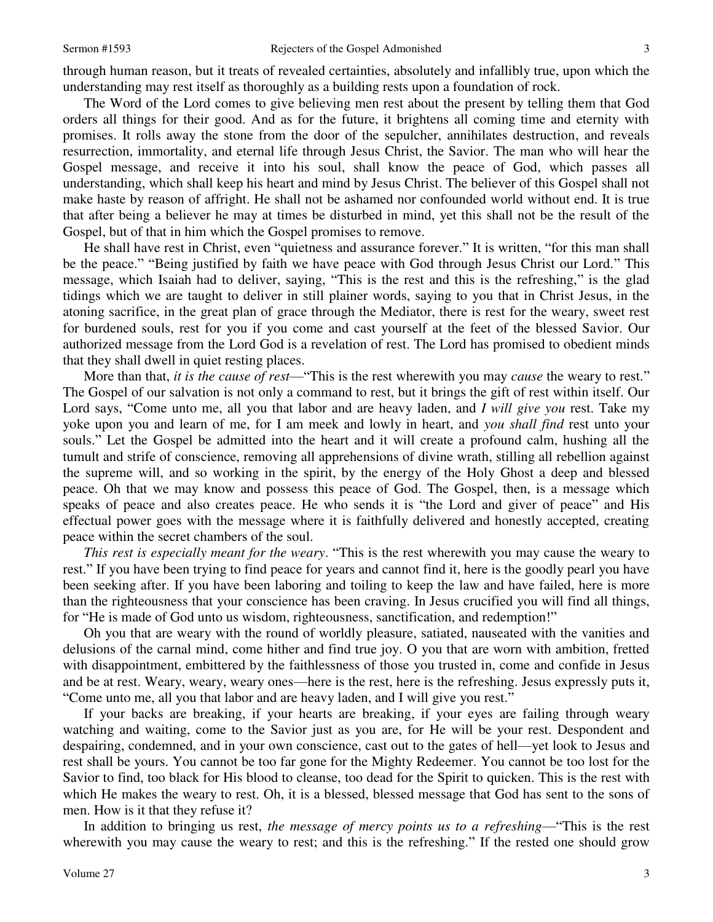through human reason, but it treats of revealed certainties, absolutely and infallibly true, upon which the understanding may rest itself as thoroughly as a building rests upon a foundation of rock.

The Word of the Lord comes to give believing men rest about the present by telling them that God orders all things for their good. And as for the future, it brightens all coming time and eternity with promises. It rolls away the stone from the door of the sepulcher, annihilates destruction, and reveals resurrection, immortality, and eternal life through Jesus Christ, the Savior. The man who will hear the Gospel message, and receive it into his soul, shall know the peace of God, which passes all understanding, which shall keep his heart and mind by Jesus Christ. The believer of this Gospel shall not make haste by reason of affright. He shall not be ashamed nor confounded world without end. It is true that after being a believer he may at times be disturbed in mind, yet this shall not be the result of the Gospel, but of that in him which the Gospel promises to remove.

He shall have rest in Christ, even "quietness and assurance forever." It is written, "for this man shall be the peace." "Being justified by faith we have peace with God through Jesus Christ our Lord." This message, which Isaiah had to deliver, saying, "This is the rest and this is the refreshing," is the glad tidings which we are taught to deliver in still plainer words, saying to you that in Christ Jesus, in the atoning sacrifice, in the great plan of grace through the Mediator, there is rest for the weary, sweet rest for burdened souls, rest for you if you come and cast yourself at the feet of the blessed Savior. Our authorized message from the Lord God is a revelation of rest. The Lord has promised to obedient minds that they shall dwell in quiet resting places.

More than that, *it is the cause of rest*—"This is the rest wherewith you may *cause* the weary to rest." The Gospel of our salvation is not only a command to rest, but it brings the gift of rest within itself. Our Lord says, "Come unto me, all you that labor and are heavy laden, and *I will give you* rest. Take my yoke upon you and learn of me, for I am meek and lowly in heart, and *you shall find* rest unto your souls." Let the Gospel be admitted into the heart and it will create a profound calm, hushing all the tumult and strife of conscience, removing all apprehensions of divine wrath, stilling all rebellion against the supreme will, and so working in the spirit, by the energy of the Holy Ghost a deep and blessed peace. Oh that we may know and possess this peace of God. The Gospel, then, is a message which speaks of peace and also creates peace. He who sends it is "the Lord and giver of peace" and His effectual power goes with the message where it is faithfully delivered and honestly accepted, creating peace within the secret chambers of the soul.

*This rest is especially meant for the weary*. "This is the rest wherewith you may cause the weary to rest." If you have been trying to find peace for years and cannot find it, here is the goodly pearl you have been seeking after. If you have been laboring and toiling to keep the law and have failed, here is more than the righteousness that your conscience has been craving. In Jesus crucified you will find all things, for "He is made of God unto us wisdom, righteousness, sanctification, and redemption!"

Oh you that are weary with the round of worldly pleasure, satiated, nauseated with the vanities and delusions of the carnal mind, come hither and find true joy. O you that are worn with ambition, fretted with disappointment, embittered by the faithlessness of those you trusted in, come and confide in Jesus and be at rest. Weary, weary, weary ones—here is the rest, here is the refreshing. Jesus expressly puts it, "Come unto me, all you that labor and are heavy laden, and I will give you rest."

If your backs are breaking, if your hearts are breaking, if your eyes are failing through weary watching and waiting, come to the Savior just as you are, for He will be your rest. Despondent and despairing, condemned, and in your own conscience, cast out to the gates of hell—yet look to Jesus and rest shall be yours. You cannot be too far gone for the Mighty Redeemer. You cannot be too lost for the Savior to find, too black for His blood to cleanse, too dead for the Spirit to quicken. This is the rest with which He makes the weary to rest. Oh, it is a blessed, blessed message that God has sent to the sons of men. How is it that they refuse it?

In addition to bringing us rest, *the message of mercy points us to a refreshing*—"This is the rest wherewith you may cause the weary to rest; and this is the refreshing." If the rested one should grow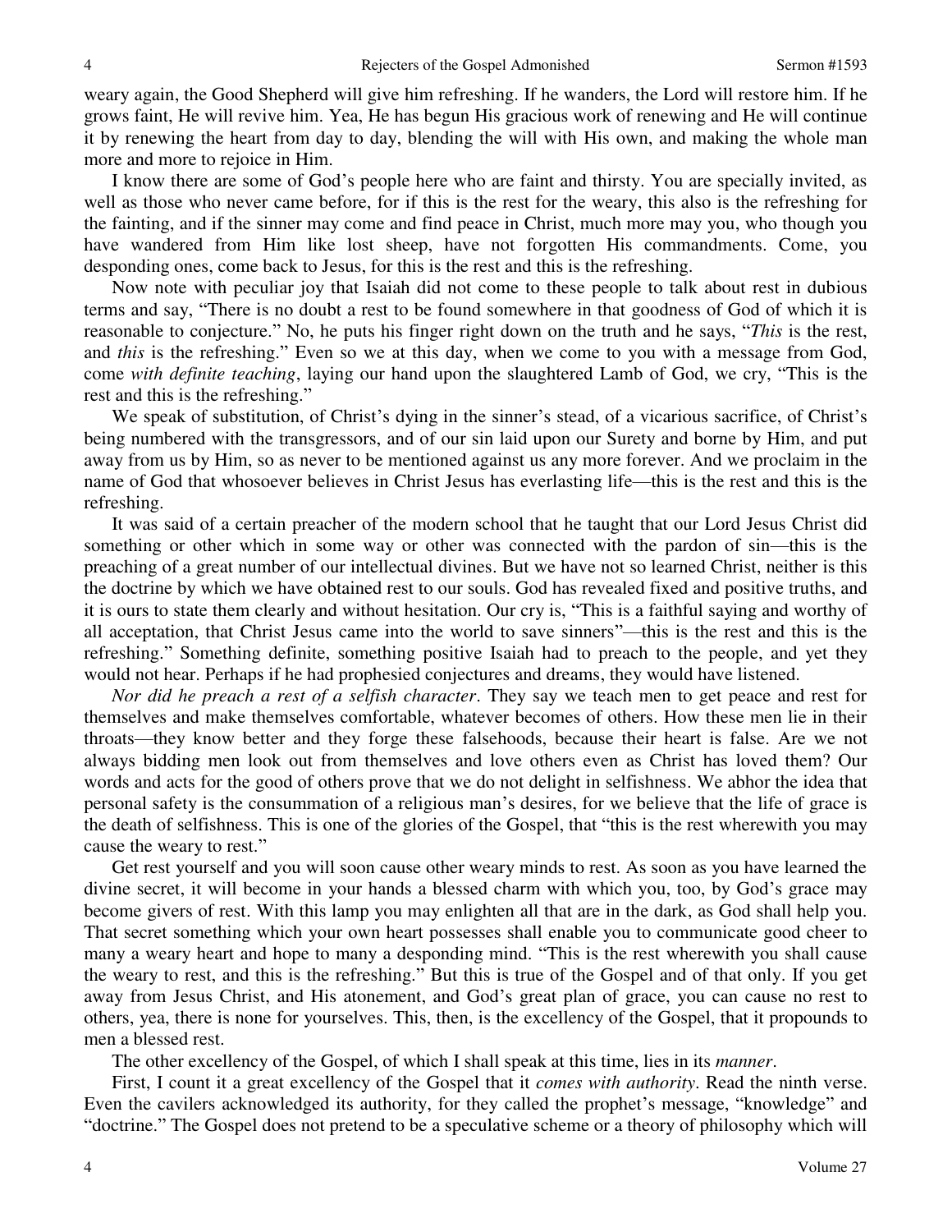weary again, the Good Shepherd will give him refreshing. If he wanders, the Lord will restore him. If he grows faint, He will revive him. Yea, He has begun His gracious work of renewing and He will continue it by renewing the heart from day to day, blending the will with His own, and making the whole man more and more to rejoice in Him.

I know there are some of God's people here who are faint and thirsty. You are specially invited, as well as those who never came before, for if this is the rest for the weary, this also is the refreshing for the fainting, and if the sinner may come and find peace in Christ, much more may you, who though you have wandered from Him like lost sheep, have not forgotten His commandments. Come, you desponding ones, come back to Jesus, for this is the rest and this is the refreshing.

Now note with peculiar joy that Isaiah did not come to these people to talk about rest in dubious terms and say, "There is no doubt a rest to be found somewhere in that goodness of God of which it is reasonable to conjecture." No, he puts his finger right down on the truth and he says, "*This* is the rest, and *this* is the refreshing." Even so we at this day, when we come to you with a message from God, come *with definite teaching*, laying our hand upon the slaughtered Lamb of God, we cry, "This is the rest and this is the refreshing."

We speak of substitution, of Christ's dying in the sinner's stead, of a vicarious sacrifice, of Christ's being numbered with the transgressors, and of our sin laid upon our Surety and borne by Him, and put away from us by Him, so as never to be mentioned against us any more forever. And we proclaim in the name of God that whosoever believes in Christ Jesus has everlasting life—this is the rest and this is the refreshing.

It was said of a certain preacher of the modern school that he taught that our Lord Jesus Christ did something or other which in some way or other was connected with the pardon of sin—this is the preaching of a great number of our intellectual divines. But we have not so learned Christ, neither is this the doctrine by which we have obtained rest to our souls. God has revealed fixed and positive truths, and it is ours to state them clearly and without hesitation. Our cry is, "This is a faithful saying and worthy of all acceptation, that Christ Jesus came into the world to save sinners"—this is the rest and this is the refreshing." Something definite, something positive Isaiah had to preach to the people, and yet they would not hear. Perhaps if he had prophesied conjectures and dreams, they would have listened.

*Nor did he preach a rest of a selfish character*. They say we teach men to get peace and rest for themselves and make themselves comfortable, whatever becomes of others. How these men lie in their throats—they know better and they forge these falsehoods, because their heart is false. Are we not always bidding men look out from themselves and love others even as Christ has loved them? Our words and acts for the good of others prove that we do not delight in selfishness. We abhor the idea that personal safety is the consummation of a religious man's desires, for we believe that the life of grace is the death of selfishness. This is one of the glories of the Gospel, that "this is the rest wherewith you may cause the weary to rest."

Get rest yourself and you will soon cause other weary minds to rest. As soon as you have learned the divine secret, it will become in your hands a blessed charm with which you, too, by God's grace may become givers of rest. With this lamp you may enlighten all that are in the dark, as God shall help you. That secret something which your own heart possesses shall enable you to communicate good cheer to many a weary heart and hope to many a desponding mind. "This is the rest wherewith you shall cause the weary to rest, and this is the refreshing." But this is true of the Gospel and of that only. If you get away from Jesus Christ, and His atonement, and God's great plan of grace, you can cause no rest to others, yea, there is none for yourselves. This, then, is the excellency of the Gospel, that it propounds to men a blessed rest.

The other excellency of the Gospel, of which I shall speak at this time, lies in its *manner*.

First, I count it a great excellency of the Gospel that it *comes with authority*. Read the ninth verse. Even the cavilers acknowledged its authority, for they called the prophet's message, "knowledge" and "doctrine." The Gospel does not pretend to be a speculative scheme or a theory of philosophy which will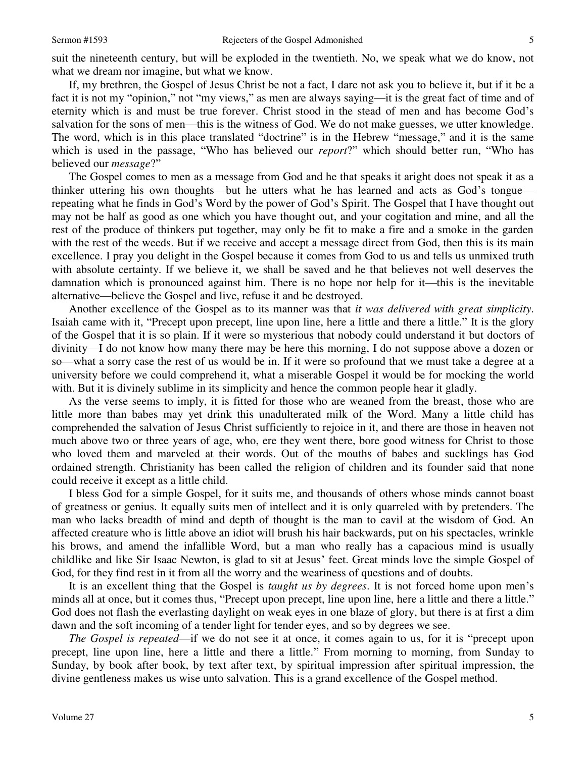suit the nineteenth century, but will be exploded in the twentieth. No, we speak what we do know, not what we dream nor imagine, but what we know.

If, my brethren, the Gospel of Jesus Christ be not a fact, I dare not ask you to believe it, but if it be a fact it is not my "opinion," not "my views," as men are always saying—it is the great fact of time and of eternity which is and must be true forever. Christ stood in the stead of men and has become God's salvation for the sons of men—this is the witness of God. We do not make guesses, we utter knowledge. The word, which is in this place translated "doctrine" is in the Hebrew "message," and it is the same which is used in the passage, "Who has believed our *report*?" which should better run, "Who has believed our *message*?"

The Gospel comes to men as a message from God and he that speaks it aright does not speak it as a thinker uttering his own thoughts—but he utters what he has learned and acts as God's tongue—repeating what he finds in God's Word by the power of God's Spirit. The Gospel that I have thought out may not be half as good as one which you have thought out, and your cogitation and mine, and all the rest of the produce of thinkers put together, may only be fit to make a fire and a smoke in the garden with the rest of the weeds. But if we receive and accept a message direct from God, then this is its main excellence. I pray you delight in the Gospel because it comes from God to us and tells us unmixed truth with absolute certainty. If we believe it, we shall be saved and he that believes not well deserves the damnation which is pronounced against him. There is no hope nor help for it—this is the inevitable alternative—believe the Gospel and live, refuse it and be destroyed.

Another excellence of the Gospel as to its manner was that *it was delivered with great simplicity*. Isaiah came with it, "Precept upon precept, line upon line, here a little and there a little." It is the glory of the Gospel that it is so plain. If it were so mysterious that nobody could understand it but doctors of divinity—I do not know how many there may be here this morning, I do not suppose above a dozen or so—what a sorry case the rest of us would be in. If it were so profound that we must take a degree at a university before we could comprehend it, what a miserable Gospel it would be for mocking the world with. But it is divinely sublime in its simplicity and hence the common people hear it gladly.

As the verse seems to imply, it is fitted for those who are weaned from the breast, those who are little more than babes may yet drink this unadulterated milk of the Word. Many a little child has comprehended the salvation of Jesus Christ sufficiently to rejoice in it, and there are those in heaven not much above two or three years of age, who, ere they went there, bore good witness for Christ to those who loved them and marveled at their words. Out of the mouths of babes and sucklings has God ordained strength. Christianity has been called the religion of children and its founder said that none could receive it except as a little child.

I bless God for a simple Gospel, for it suits me, and thousands of others whose minds cannot boast of greatness or genius. It equally suits men of intellect and it is only quarreled with by pretenders. The man who lacks breadth of mind and depth of thought is the man to cavil at the wisdom of God. An affected creature who is little above an idiot will brush his hair backwards, put on his spectacles, wrinkle his brows, and amend the infallible Word, but a man who really has a capacious mind is usually childlike and like Sir Isaac Newton, is glad to sit at Jesus' feet. Great minds love the simple Gospel of God, for they find rest in it from all the worry and the weariness of questions and of doubts.

It is an excellent thing that the Gospel is *taught us by degrees*. It is not forced home upon men's minds all at once, but it comes thus, "Precept upon precept, line upon line, here a little and there a little." God does not flash the everlasting daylight on weak eyes in one blaze of glory, but there is at first a dim dawn and the soft incoming of a tender light for tender eyes, and so by degrees we see.

*The Gospel is repeated*—if we do not see it at once, it comes again to us, for it is "precept upon precept, line upon line, here a little and there a little." From morning to morning, from Sunday to Sunday, by book after book, by text after text, by spiritual impression after spiritual impression, the divine gentleness makes us wise unto salvation. This is a grand excellence of the Gospel method.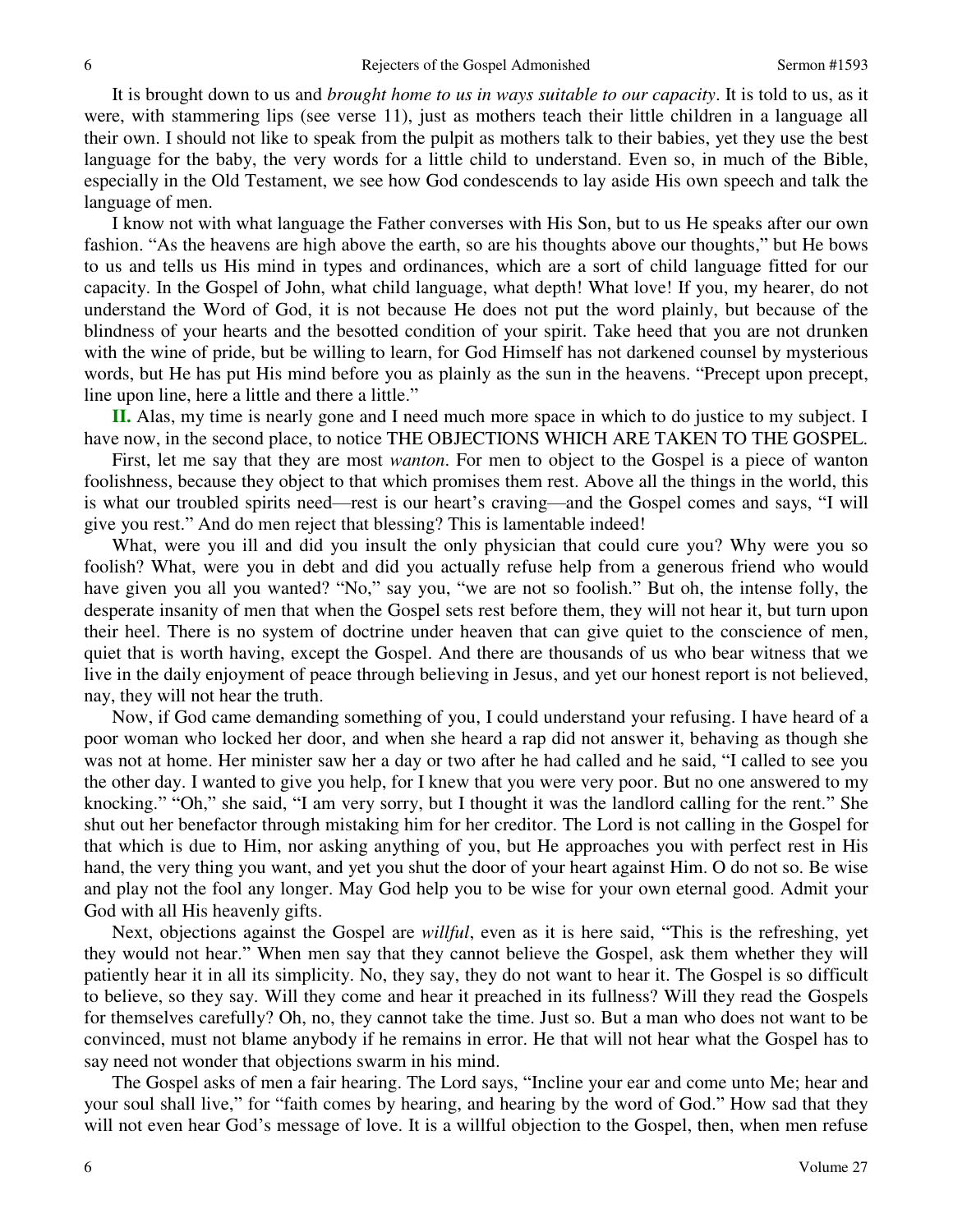It is brought down to us and *brought home to us in ways suitable to our capacity*. It is told to us, as it were, with stammering lips (see verse 11), just as mothers teach their little children in a language all their own. I should not like to speak from the pulpit as mothers talk to their babies, yet they use the best language for the baby, the very words for a little child to understand. Even so, in much of the Bible, especially in the Old Testament, we see how God condescends to lay aside His own speech and talk the language of men.

I know not with what language the Father converses with His Son, but to us He speaks after our own fashion. "As the heavens are high above the earth, so are his thoughts above our thoughts," but He bows to us and tells us His mind in types and ordinances, which are a sort of child language fitted for our capacity. In the Gospel of John, what child language, what depth! What love! If you, my hearer, do not understand the Word of God, it is not because He does not put the word plainly, but because of the blindness of your hearts and the besotted condition of your spirit. Take heed that you are not drunken with the wine of pride, but be willing to learn, for God Himself has not darkened counsel by mysterious words, but He has put His mind before you as plainly as the sun in the heavens. "Precept upon precept, line upon line, here a little and there a little."

**II.** Alas, my time is nearly gone and I need much more space in which to do justice to my subject. I have now, in the second place, to notice THE OBJECTIONS WHICH ARE TAKEN TO THE GOSPEL.

First, let me say that they are most *wanton*. For men to object to the Gospel is a piece of wanton foolishness, because they object to that which promises them rest. Above all the things in the world, this is what our troubled spirits need—rest is our heart's craving—and the Gospel comes and says, "I will give you rest." And do men reject that blessing? This is lamentable indeed!

What, were you ill and did you insult the only physician that could cure you? Why were you so foolish? What, were you in debt and did you actually refuse help from a generous friend who would have given you all you wanted? "No," say you, "we are not so foolish." But oh, the intense folly, the desperate insanity of men that when the Gospel sets rest before them, they will not hear it, but turn upon their heel. There is no system of doctrine under heaven that can give quiet to the conscience of men, quiet that is worth having, except the Gospel. And there are thousands of us who bear witness that we live in the daily enjoyment of peace through believing in Jesus, and yet our honest report is not believed, nay, they will not hear the truth.

Now, if God came demanding something of you, I could understand your refusing. I have heard of a poor woman who locked her door, and when she heard a rap did not answer it, behaving as though she was not at home. Her minister saw her a day or two after he had called and he said, "I called to see you the other day. I wanted to give you help, for I knew that you were very poor. But no one answered to my knocking." "Oh," she said, "I am very sorry, but I thought it was the landlord calling for the rent." She shut out her benefactor through mistaking him for her creditor. The Lord is not calling in the Gospel for that which is due to Him, nor asking anything of you, but He approaches you with perfect rest in His hand, the very thing you want, and yet you shut the door of your heart against Him. O do not so. Be wise and play not the fool any longer. May God help you to be wise for your own eternal good. Admit your God with all His heavenly gifts.

Next, objections against the Gospel are *willful*, even as it is here said, "This is the refreshing, yet they would not hear." When men say that they cannot believe the Gospel, ask them whether they will patiently hear it in all its simplicity. No, they say, they do not want to hear it. The Gospel is so difficult to believe, so they say. Will they come and hear it preached in its fullness? Will they read the Gospels for themselves carefully? Oh, no, they cannot take the time. Just so. But a man who does not want to be convinced, must not blame anybody if he remains in error. He that will not hear what the Gospel has to say need not wonder that objections swarm in his mind.

The Gospel asks of men a fair hearing. The Lord says, "Incline your ear and come unto Me; hear and your soul shall live," for "faith comes by hearing, and hearing by the word of God." How sad that they will not even hear God's message of love. It is a willful objection to the Gospel, then, when men refuse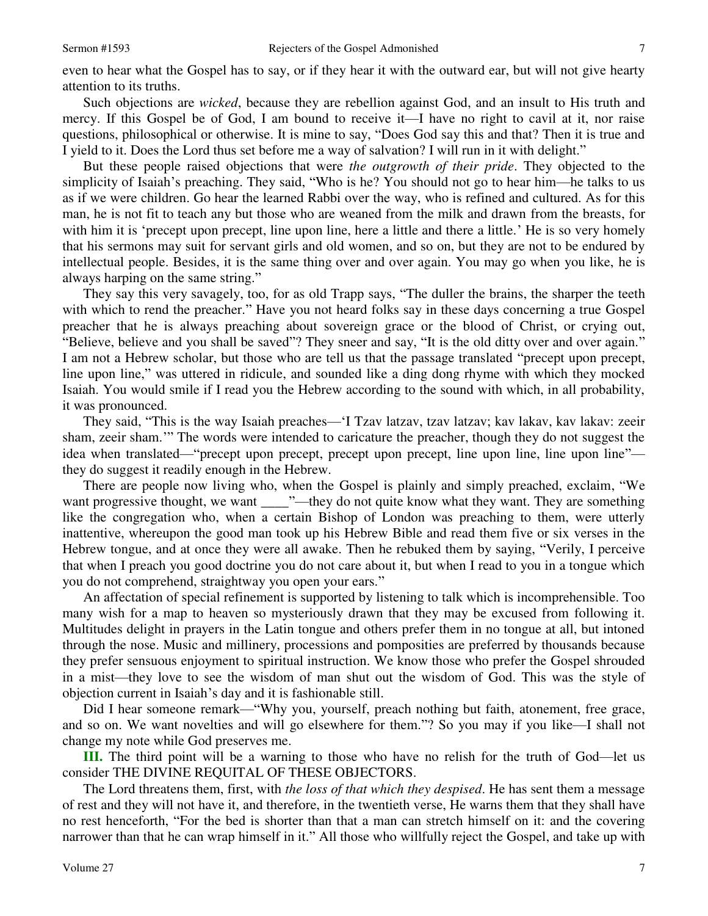even to hear what the Gospel has to say, or if they hear it with the outward ear, but will not give hearty attention to its truths.

Such objections are *wicked*, because they are rebellion against God, and an insult to His truth and mercy. If this Gospel be of God, I am bound to receive it—I have no right to cavil at it, nor raise questions, philosophical or otherwise. It is mine to say, "Does God say this and that? Then it is true and I yield to it. Does the Lord thus set before me a way of salvation? I will run in it with delight."

But these people raised objections that were *the outgrowth of their pride*. They objected to the simplicity of Isaiah's preaching. They said, "Who is he? You should not go to hear him—he talks to us as if we were children. Go hear the learned Rabbi over the way, who is refined and cultured. As for this man, he is not fit to teach any but those who are weaned from the milk and drawn from the breasts, for with him it is 'precept upon precept, line upon line, here a little and there a little.' He is so very homely that his sermons may suit for servant girls and old women, and so on, but they are not to be endured by intellectual people. Besides, it is the same thing over and over again. You may go when you like, he is always harping on the same string."

They say this very savagely, too, for as old Trapp says, "The duller the brains, the sharper the teeth with which to rend the preacher." Have you not heard folks say in these days concerning a true Gospel preacher that he is always preaching about sovereign grace or the blood of Christ, or crying out, "Believe, believe and you shall be saved"? They sneer and say, "It is the old ditty over and over again." I am not a Hebrew scholar, but those who are tell us that the passage translated "precept upon precept, line upon line," was uttered in ridicule, and sounded like a ding dong rhyme with which they mocked Isaiah. You would smile if I read you the Hebrew according to the sound with which, in all probability, it was pronounced.

They said, "This is the way Isaiah preaches—'I Tzav latzav, tzav latzav; kav lakav, kav lakav: zeeir sham, zeeir sham.'" The words were intended to caricature the preacher, though they do not suggest the idea when translated—"precept upon precept, precept upon precept, line upon line, line upon line"—they do suggest it readily enough in the Hebrew.

There are people now living who, when the Gospel is plainly and simply preached, exclaim, "We want progressive thought, we want ____"—they do not quite know what they want. They are something like the congregation who, when a certain Bishop of London was preaching to them, were utterly inattentive, whereupon the good man took up his Hebrew Bible and read them five or six verses in the Hebrew tongue, and at once they were all awake. Then he rebuked them by saying, "Verily, I perceive that when I preach you good doctrine you do not care about it, but when I read to you in a tongue which you do not comprehend, straightway you open your ears."

An affectation of special refinement is supported by listening to talk which is incomprehensible. Too many wish for a map to heaven so mysteriously drawn that they may be excused from following it. Multitudes delight in prayers in the Latin tongue and others prefer them in no tongue at all, but intoned through the nose. Music and millinery, processions and pomposities are preferred by thousands because they prefer sensuous enjoyment to spiritual instruction. We know those who prefer the Gospel shrouded in a mist—they love to see the wisdom of man shut out the wisdom of God. This was the style of objection current in Isaiah's day and it is fashionable still.

Did I hear someone remark—"Why you, yourself, preach nothing but faith, atonement, free grace, and so on. We want novelties and will go elsewhere for them."? So you may if you like—I shall not change my note while God preserves me.

**III.** The third point will be a warning to those who have no relish for the truth of God—let us consider THE DIVINE REQUITAL OF THESE OBJECTORS.

The Lord threatens them, first, with *the loss of that which they despised*. He has sent them a message of rest and they will not have it, and therefore, in the twentieth verse, He warns them that they shall have no rest henceforth, "For the bed is shorter than that a man can stretch himself on it: and the covering narrower than that he can wrap himself in it." All those who willfully reject the Gospel, and take up with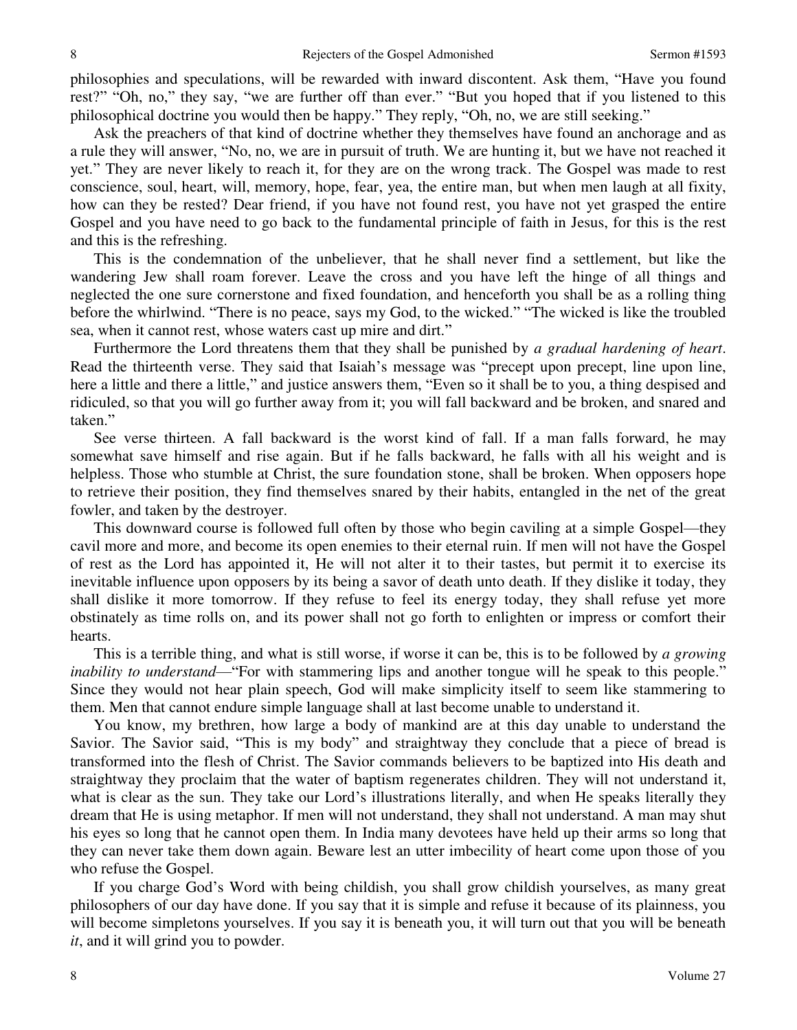philosophies and speculations, will be rewarded with inward discontent. Ask them, "Have you found rest?" "Oh, no," they say, "we are further off than ever." "But you hoped that if you listened to this philosophical doctrine you would then be happy." They reply, "Oh, no, we are still seeking."

Ask the preachers of that kind of doctrine whether they themselves have found an anchorage and as a rule they will answer, "No, no, we are in pursuit of truth. We are hunting it, but we have not reached it yet." They are never likely to reach it, for they are on the wrong track. The Gospel was made to rest conscience, soul, heart, will, memory, hope, fear, yea, the entire man, but when men laugh at all fixity, how can they be rested? Dear friend, if you have not found rest, you have not yet grasped the entire Gospel and you have need to go back to the fundamental principle of faith in Jesus, for this is the rest and this is the refreshing.

This is the condemnation of the unbeliever, that he shall never find a settlement, but like the wandering Jew shall roam forever. Leave the cross and you have left the hinge of all things and neglected the one sure cornerstone and fixed foundation, and henceforth you shall be as a rolling thing before the whirlwind. "There is no peace, says my God, to the wicked." "The wicked is like the troubled sea, when it cannot rest, whose waters cast up mire and dirt."

Furthermore the Lord threatens them that they shall be punished by *a gradual hardening of heart*. Read the thirteenth verse. They said that Isaiah's message was "precept upon precept, line upon line, here a little and there a little," and justice answers them, "Even so it shall be to you, a thing despised and ridiculed, so that you will go further away from it; you will fall backward and be broken, and snared and taken."

See verse thirteen. A fall backward is the worst kind of fall. If a man falls forward, he may somewhat save himself and rise again. But if he falls backward, he falls with all his weight and is helpless. Those who stumble at Christ, the sure foundation stone, shall be broken. When opposers hope to retrieve their position, they find themselves snared by their habits, entangled in the net of the great fowler, and taken by the destroyer.

This downward course is followed full often by those who begin caviling at a simple Gospel—they cavil more and more, and become its open enemies to their eternal ruin. If men will not have the Gospel of rest as the Lord has appointed it, He will not alter it to their tastes, but permit it to exercise its inevitable influence upon opposers by its being a savor of death unto death. If they dislike it today, they shall dislike it more tomorrow. If they refuse to feel its energy today, they shall refuse yet more obstinately as time rolls on, and its power shall not go forth to enlighten or impress or comfort their hearts.

This is a terrible thing, and what is still worse, if worse it can be, this is to be followed by *a growing inability to understand*—"For with stammering lips and another tongue will he speak to this people." Since they would not hear plain speech, God will make simplicity itself to seem like stammering to them. Men that cannot endure simple language shall at last become unable to understand it.

You know, my brethren, how large a body of mankind are at this day unable to understand the Savior. The Savior said, "This is my body" and straightway they conclude that a piece of bread is transformed into the flesh of Christ. The Savior commands believers to be baptized into His death and straightway they proclaim that the water of baptism regenerates children. They will not understand it, what is clear as the sun. They take our Lord's illustrations literally, and when He speaks literally they dream that He is using metaphor. If men will not understand, they shall not understand. A man may shut his eyes so long that he cannot open them. In India many devotees have held up their arms so long that they can never take them down again. Beware lest an utter imbecility of heart come upon those of you who refuse the Gospel.

If you charge God's Word with being childish, you shall grow childish yourselves, as many great philosophers of our day have done. If you say that it is simple and refuse it because of its plainness, you will become simpletons yourselves. If you say it is beneath you, it will turn out that you will be beneath *it*, and it will grind you to powder.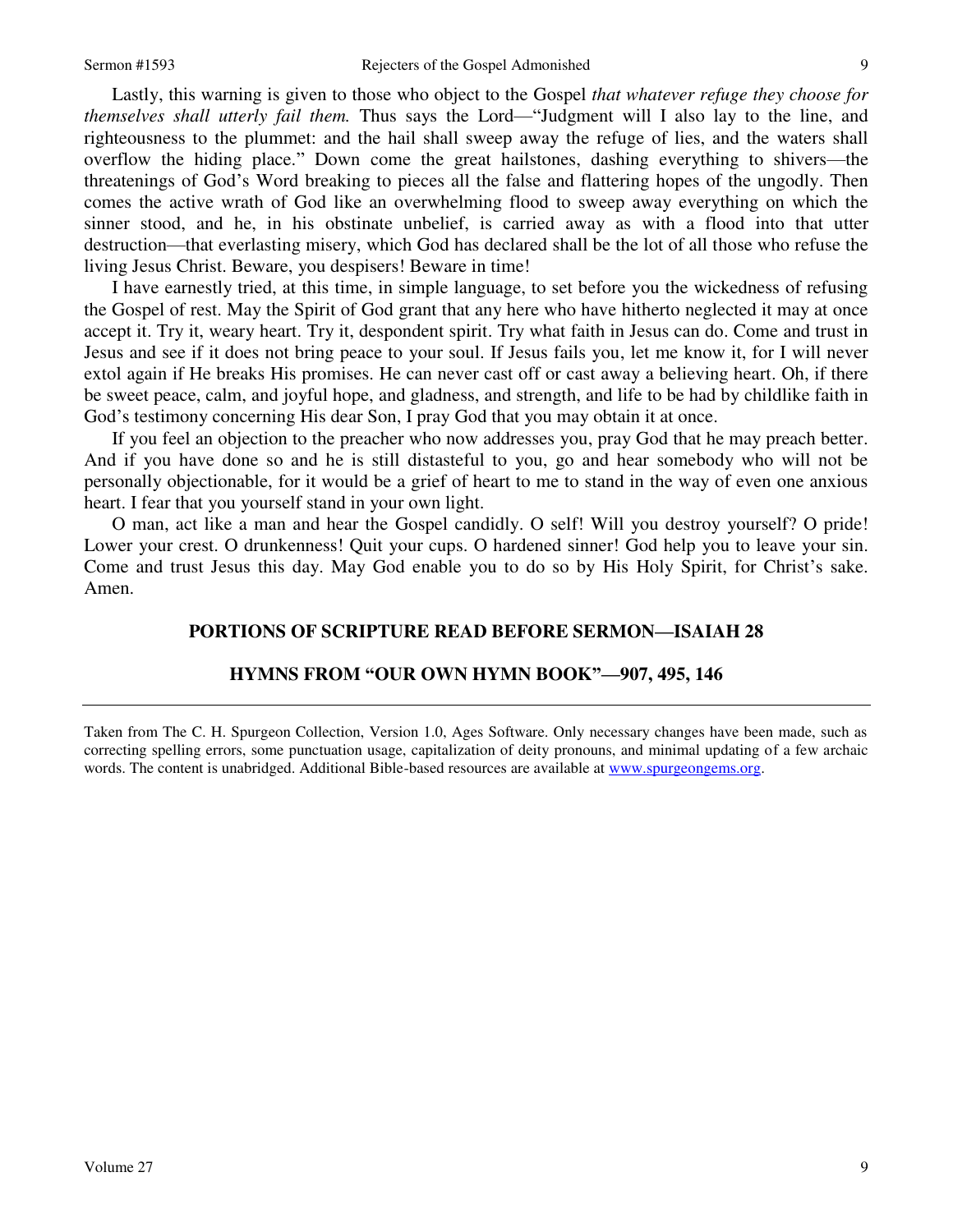Lastly, this warning is given to those who object to the Gospel *that whatever refuge they choose for themselves shall utterly fail them.* Thus says the Lord—"Judgment will I also lay to the line, and righteousness to the plummet: and the hail shall sweep away the refuge of lies, and the waters shall overflow the hiding place." Down come the great hailstones, dashing everything to shivers—the threatenings of God's Word breaking to pieces all the false and flattering hopes of the ungodly. Then comes the active wrath of God like an overwhelming flood to sweep away everything on which the sinner stood, and he, in his obstinate unbelief, is carried away as with a flood into that utter destruction—that everlasting misery, which God has declared shall be the lot of all those who refuse the living Jesus Christ. Beware, you despisers! Beware in time!

I have earnestly tried, at this time, in simple language, to set before you the wickedness of refusing the Gospel of rest. May the Spirit of God grant that any here who have hitherto neglected it may at once accept it. Try it, weary heart. Try it, despondent spirit. Try what faith in Jesus can do. Come and trust in Jesus and see if it does not bring peace to your soul. If Jesus fails you, let me know it, for I will never extol again if He breaks His promises. He can never cast off or cast away a believing heart. Oh, if there be sweet peace, calm, and joyful hope, and gladness, and strength, and life to be had by childlike faith in God's testimony concerning His dear Son, I pray God that you may obtain it at once.

If you feel an objection to the preacher who now addresses you, pray God that he may preach better. And if you have done so and he is still distasteful to you, go and hear somebody who will not be personally objectionable, for it would be a grief of heart to me to stand in the way of even one anxious heart. I fear that you yourself stand in your own light.

O man, act like a man and hear the Gospel candidly. O self! Will you destroy yourself? O pride! Lower your crest. O drunkenness! Quit your cups. O hardened sinner! God help you to leave your sin. Come and trust Jesus this day. May God enable you to do so by His Holy Spirit, for Christ's sake. Amen.

### PORTIONS OF SCRIPTURE READ BEFORE SERMON—ISAIAH 28

### HYMNS FROM "OUR OWN HYMN BOOK"—907, 495, 146

---

Taken from The C. H. Spurgeon Collection, Version 1.0, Ages Software. Only necessary changes have been made, such as correcting spelling errors, some punctuation usage, capitalization of deity pronouns, and minimal updating of a few archaic words. The content is unabridged. Additional Bible-based resources are available at www.spurgeongems.org.